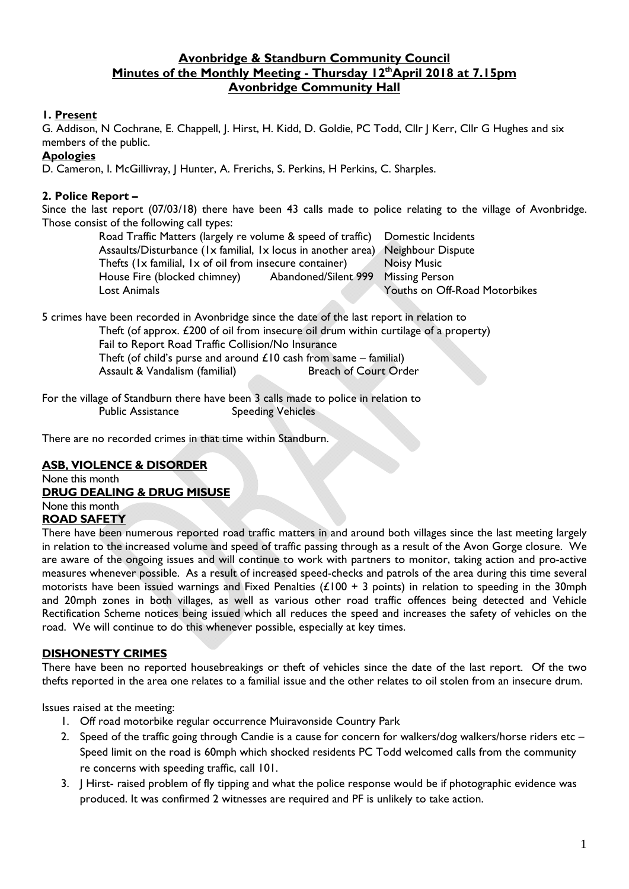# Avonbridge & Standburn Community Council
## Minutes of the Monthly Meeting - Thursday 12th April 2018 at 7.15pm
## Avonbridge Community Hall

**1. Present**

G. Addison, N Cochrane, E. Chappell, J. Hirst, H. Kidd, D. Goldie, PC Todd, Cllr J Kerr, Cllr G Hughes and six members of the public.

**Apologies**

D. Cameron, I. McGillivray, J Hunter, A. Frerichs, S. Perkins, H Perkins, C. Sharples.

**2. Police Report –**

Since the last report (07/03/18) there have been 43 calls made to police relating to the village of Avonbridge. Those consist of the following call types:

Road Traffic Matters (largely re volume & speed of traffic) Domestic Incidents
Assaults/Disturbance (1x familial, 1x locus in another area) Neighbour Dispute
Thefts (1x familial, 1x of oil from insecure container) Noisy Music
House Fire (blocked chimney) Abandoned/Silent 999 Missing Person
Lost Animals Youths on Off-Road Motorbikes

5 crimes have been recorded in Avonbridge since the date of the last report in relation to

Theft (of approx. £200 of oil from insecure oil drum within curtilage of a property)
Fail to Report Road Traffic Collision/No Insurance
Theft (of child's purse and around £10 cash from same – familial)
Assault & Vandalism (familial) Breach of Court Order

For the village of Standburn there have been 3 calls made to police in relation to

Public Assistance Speeding Vehicles

There are no recorded crimes in that time within Standburn.

**ASB, VIOLENCE & DISORDER**

None this month

**DRUG DEALING & DRUG MISUSE**

None this month

**ROAD SAFETY**

There have been numerous reported road traffic matters in and around both villages since the last meeting largely in relation to the increased volume and speed of traffic passing through as a result of the Avon Gorge closure. We are aware of the ongoing issues and will continue to work with partners to monitor, taking action and pro-active measures whenever possible. As a result of increased speed-checks and patrols of the area during this time several motorists have been issued warnings and Fixed Penalties (£100 + 3 points) in relation to speeding in the 30mph and 20mph zones in both villages, as well as various other road traffic offences being detected and Vehicle Rectification Scheme notices being issued which all reduces the speed and increases the safety of vehicles on the road. We will continue to do this whenever possible, especially at key times.

**DISHONESTY CRIMES**

There have been no reported housebreakings or theft of vehicles since the date of the last report. Of the two thefts reported in the area one relates to a familial issue and the other relates to oil stolen from an insecure drum.

Issues raised at the meeting:

1. Off road motorbike regular occurrence Muiravonside Country Park
2. Speed of the traffic going through Candie is a cause for concern for walkers/dog walkers/horse riders etc – Speed limit on the road is 60mph which shocked residents PC Todd welcomed calls from the community re concerns with speeding traffic, call 101.
3. J Hirst- raised problem of fly tipping and what the police response would be if photographic evidence was produced. It was confirmed 2 witnesses are required and PF is unlikely to take action.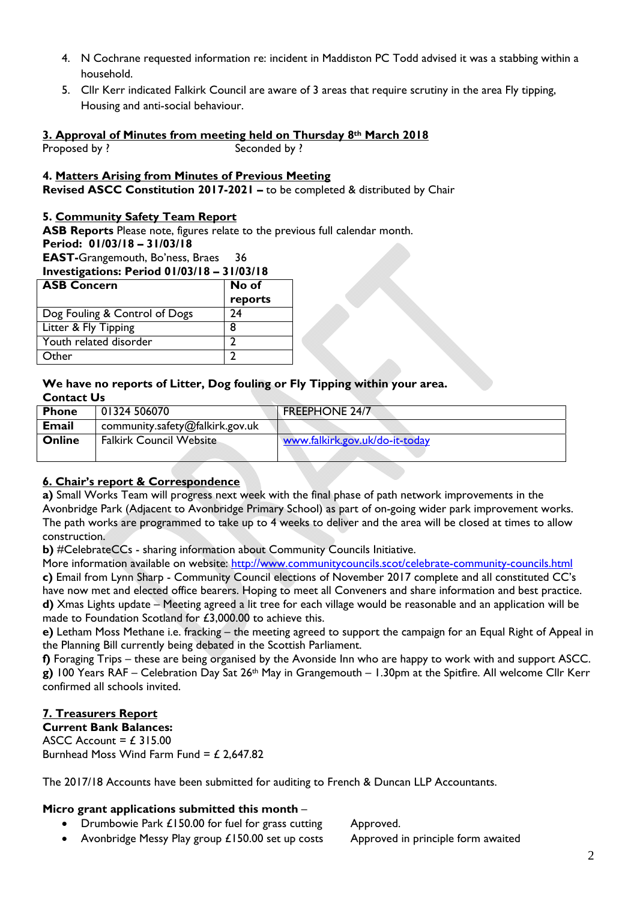4. N Cochrane requested information re: incident in Maddiston PC Todd advised it was a stabbing within a household.
5. Cllr Kerr indicated Falkirk Council are aware of 3 areas that require scrutiny in the area Fly tipping, Housing and anti-social behaviour.

**3. Approval of Minutes from meeting held on Thursday 8th March 2018**

Proposed by ?                    Seconded by ?

**4. Matters Arising from Minutes of Previous Meeting**

**Revised ASCC Constitution 2017-2021 –** to be completed & distributed by Chair

**5. Community Safety Team Report**

**ASB Reports** Please note, figures relate to the previous full calendar month.

**Period: 01/03/18 – 31/03/18**

**EAST-**Grangemouth, Bo'ness, Braes 36

**Investigations: Period 01/03/18 – 31/03/18**

| ASB Concern | No of reports |
|---|---|
| Dog Fouling & Control of Dogs | 24 |
| Litter & Fly Tipping | 8 |
| Youth related disorder | 2 |
| Other | 2 |

**We have no reports of Litter, Dog fouling or Fly Tipping within your area.**

**Contact Us**

| | | |
|---|---|---|
| **Phone** | 01324 506070 | FREEPHONE 24/7 |
| **Email** | community.safety@falkirk.gov.uk | |
| **Online** | Falkirk Council Website | www.falkirk.gov.uk/do-it-today |

**6. Chair's report & Correspondence**

**a)** Small Works Team will progress next week with the final phase of path network improvements in the Avonbridge Park (Adjacent to Avonbridge Primary School) as part of on-going wider park improvement works. The path works are programmed to take up to 4 weeks to deliver and the area will be closed at times to allow construction.

**b)** #CelebrateCCs - sharing information about Community Councils Initiative.
More information available on website: http://www.communitycouncils.scot/celebrate-community-councils.html

**c)** Email from Lynn Sharp - Community Council elections of November 2017 complete and all constituted CC's have now met and elected office bearers. Hoping to meet all Conveners and share information and best practice.

**d)** Xmas Lights update – Meeting agreed a lit tree for each village would be reasonable and an application will be made to Foundation Scotland for £3,000.00 to achieve this.

**e)** Letham Moss Methane i.e. fracking – the meeting agreed to support the campaign for an Equal Right of Appeal in the Planning Bill currently being debated in the Scottish Parliament.

**f)** Foraging Trips – these are being organised by the Avonside Inn who are happy to work with and support ASCC.

**g)** 100 Years RAF – Celebration Day Sat 26th May in Grangemouth – 1.30pm at the Spitfire. All welcome Cllr Kerr confirmed all schools invited.

**7. Treasurers Report**

**Current Bank Balances:**

ASCC Account = £ 315.00

Burnhead Moss Wind Farm Fund = £ 2,647.82

The 2017/18 Accounts have been submitted for auditing to French & Duncan LLP Accountants.

**Micro grant applications submitted this month** –

- Drumbowie Park £150.00 for fuel for grass cutting     Approved.
- Avonbridge Messy Play group £150.00 set up costs     Approved in principle form awaited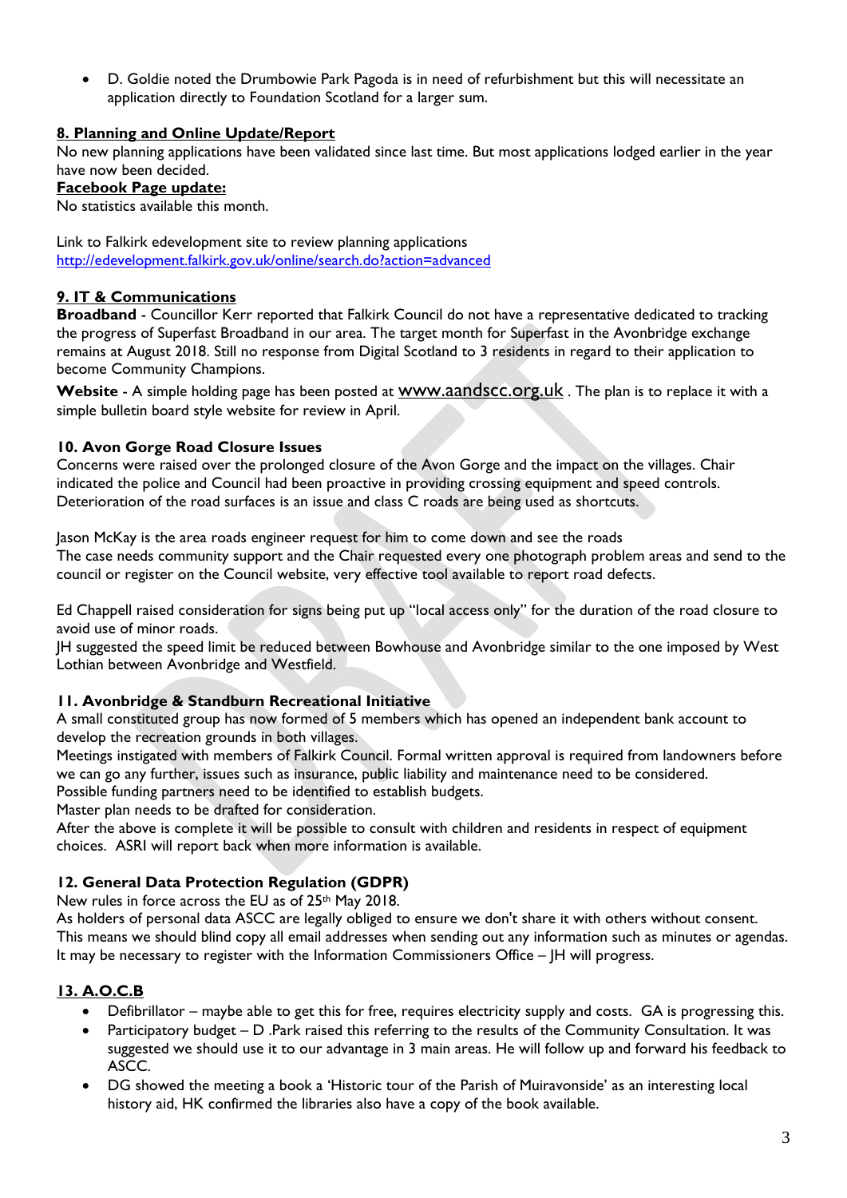- D. Goldie noted the Drumbowie Park Pagoda is in need of refurbishment but this will necessitate an application directly to Foundation Scotland for a larger sum.

**8. Planning and Online Update/Report**

No new planning applications have been validated since last time. But most applications lodged earlier in the year have now been decided.

**Facebook Page update:**

No statistics available this month.

Link to Falkirk edevelopment site to review planning applications
http://edevelopment.falkirk.gov.uk/online/search.do?action=advanced

**9. IT & Communications**

**Broadband** - Councillor Kerr reported that Falkirk Council do not have a representative dedicated to tracking the progress of Superfast Broadband in our area. The target month for Superfast in the Avonbridge exchange remains at August 2018. Still no response from Digital Scotland to 3 residents in regard to their application to become Community Champions.

**Website** - A simple holding page has been posted at www.aandscc.org.uk . The plan is to replace it with a simple bulletin board style website for review in April.

**10. Avon Gorge Road Closure Issues**

Concerns were raised over the prolonged closure of the Avon Gorge and the impact on the villages. Chair indicated the police and Council had been proactive in providing crossing equipment and speed controls. Deterioration of the road surfaces is an issue and class C roads are being used as shortcuts.

Jason McKay is the area roads engineer request for him to come down and see the roads
The case needs community support and the Chair requested every one photograph problem areas and send to the council or register on the Council website, very effective tool available to report road defects.

Ed Chappell raised consideration for signs being put up "local access only" for the duration of the road closure to avoid use of minor roads.
JH suggested the speed limit be reduced between Bowhouse and Avonbridge similar to the one imposed by West Lothian between Avonbridge and Westfield.

**11. Avonbridge & Standburn Recreational Initiative**

A small constituted group has now formed of 5 members which has opened an independent bank account to develop the recreation grounds in both villages.
Meetings instigated with members of Falkirk Council. Formal written approval is required from landowners before we can go any further, issues such as insurance, public liability and maintenance need to be considered.
Possible funding partners need to be identified to establish budgets.
Master plan needs to be drafted for consideration.
After the above is complete it will be possible to consult with children and residents in respect of equipment choices. ASRI will report back when more information is available.

**12. General Data Protection Regulation (GDPR)**

New rules in force across the EU as of 25th May 2018.
As holders of personal data ASCC are legally obliged to ensure we don't share it with others without consent. This means we should blind copy all email addresses when sending out any information such as minutes or agendas. It may be necessary to register with the Information Commissioners Office – JH will progress.

**13. A.O.C.B**

- Defibrillator – maybe able to get this for free, requires electricity supply and costs. GA is progressing this.
- Participatory budget – D .Park raised this referring to the results of the Community Consultation. It was suggested we should use it to our advantage in 3 main areas. He will follow up and forward his feedback to ASCC.
- DG showed the meeting a book a 'Historic tour of the Parish of Muiravonside' as an interesting local history aid, HK confirmed the libraries also have a copy of the book available.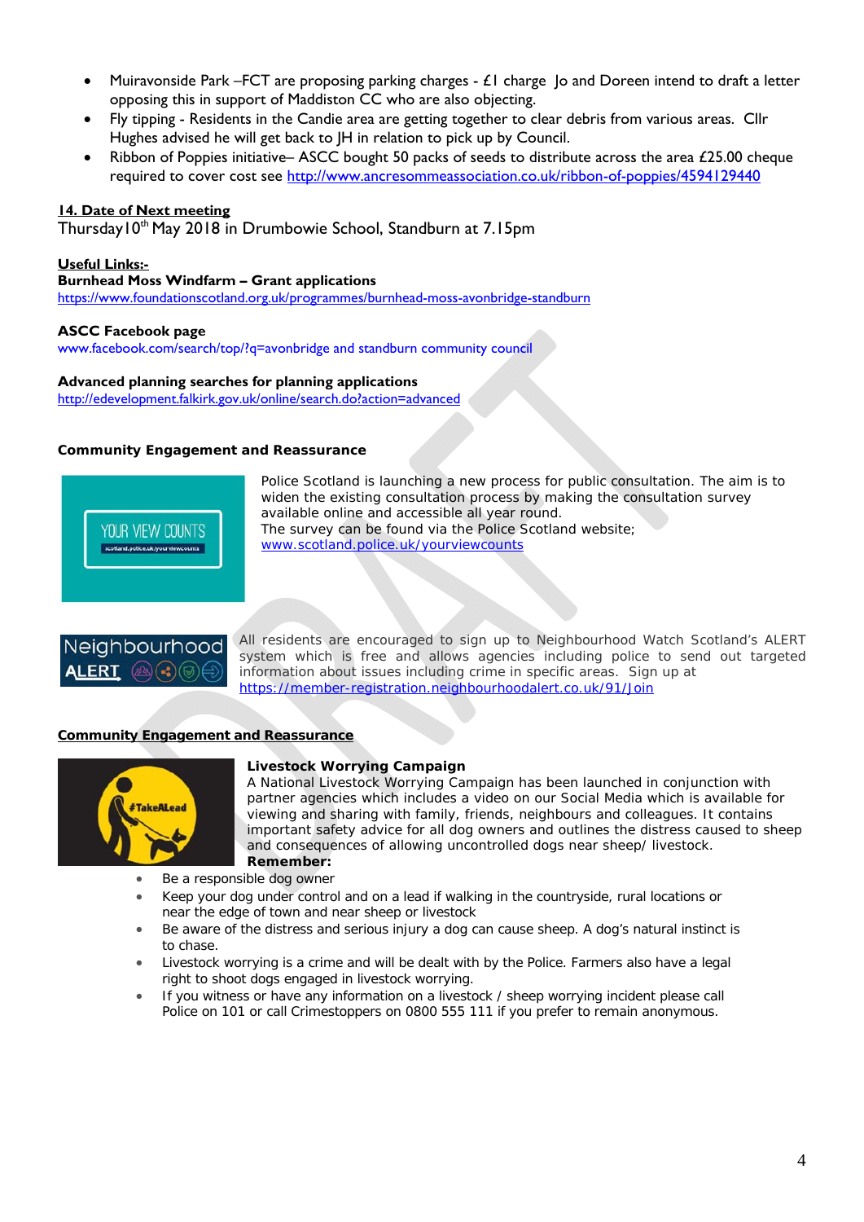- Muiravonside Park –FCT are proposing parking charges - £1 charge Jo and Doreen intend to draft a letter opposing this in support of Maddiston CC who are also objecting.
- Fly tipping - Residents in the Candie area are getting together to clear debris from various areas. Cllr Hughes advised he will get back to JH in relation to pick up by Council.
- Ribbon of Poppies initiative– ASCC bought 50 packs of seeds to distribute across the area £25.00 cheque required to cover cost see http://www.ancresommeassociation.co.uk/ribbon-of-poppies/4594129440

**14. Date of Next meeting**

Thursday10th May 2018 in Drumbowie School, Standburn at 7.15pm

**Useful Links:-**

**Burnhead Moss Windfarm – Grant applications**
https://www.foundationscotland.org.uk/programmes/burnhead-moss-avonbridge-standburn

**ASCC Facebook page**
www.facebook.com/search/top/?q=avonbridge and standburn community council

**Advanced planning searches for planning applications**
http://edevelopment.falkirk.gov.uk/online/search.do?action=advanced

**Community Engagement and Reassurance**

Police Scotland is launching a new process for public consultation. The aim is to widen the existing consultation process by making the consultation survey available online and accessible all year round.
The survey can be found via the Police Scotland website;
www.scotland.police.uk/yourviewcounts

All residents are encouraged to sign up to Neighbourhood Watch Scotland's ALERT system which is free and allows agencies including police to send out targeted information about issues including crime in specific areas. Sign up at https://member-registration.neighbourhoodalert.co.uk/91/Join

**Community Engagement and Reassurance**

**Livestock Worrying Campaign**

A National Livestock Worrying Campaign has been launched in conjunction with partner agencies which includes a video on our Social Media which is available for viewing and sharing with family, friends, neighbours and colleagues. It contains important safety advice for all dog owners and outlines the distress caused to sheep and consequences of allowing uncontrolled dogs near sheep/ livestock.

**Remember:**

- Be a responsible dog owner
- Keep your dog under control and on a lead if walking in the countryside, rural locations or near the edge of town and near sheep or livestock
- Be aware of the distress and serious injury a dog can cause sheep. A dog's natural instinct is to chase.
- Livestock worrying is a crime and will be dealt with by the Police. Farmers also have a legal right to shoot dogs engaged in livestock worrying.
- If you witness or have any information on a livestock / sheep worrying incident please call Police on 101 or call Crimestoppers on 0800 555 111 if you prefer to remain anonymous.